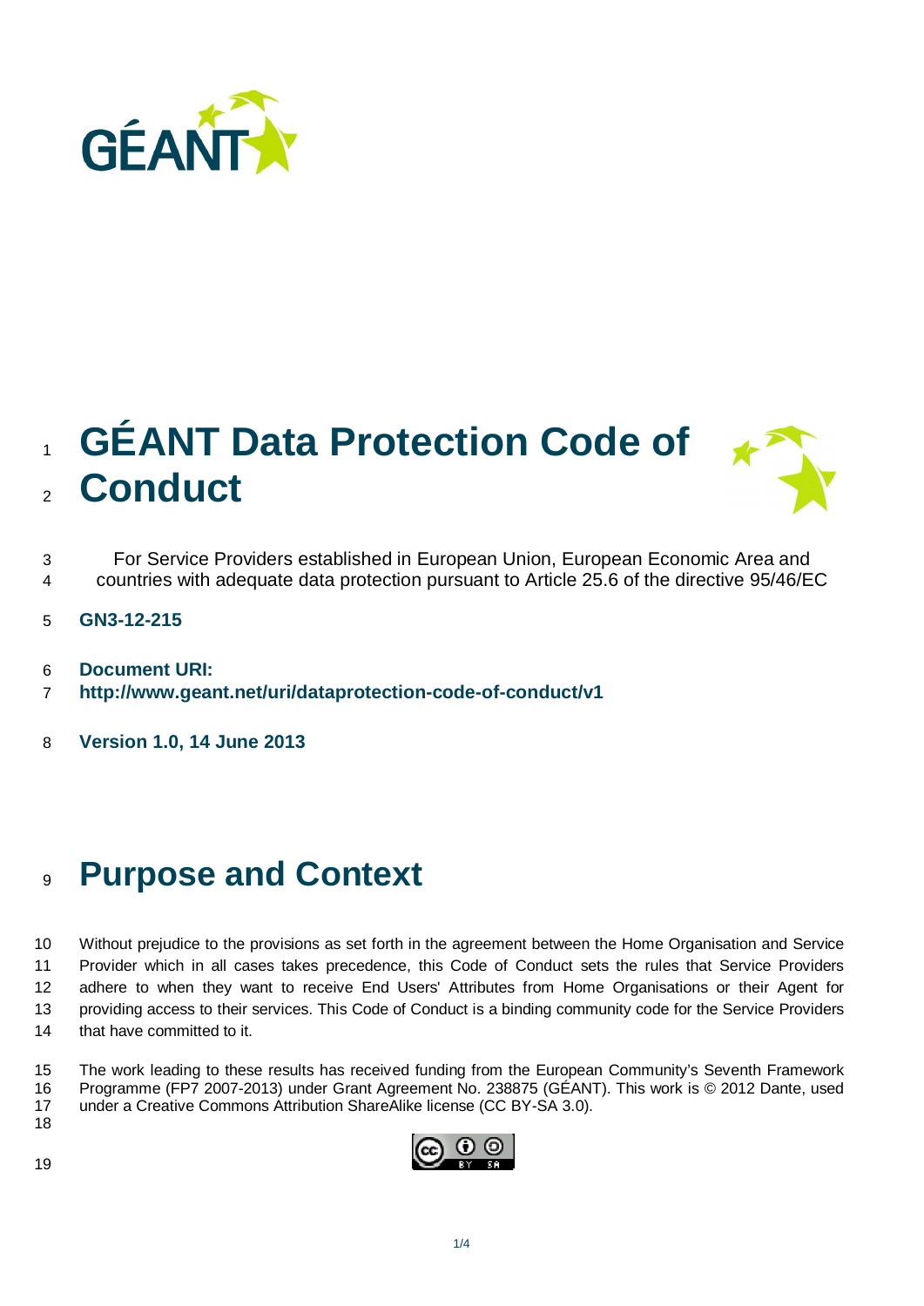# GÉANT Data Protection Code of Conduct

For Service Providers established in European Union, European Economic Area and countries with adequate data protection pursuant to Article 25.6 of the directive 95/46/EC

**GN3-12-215**

**Document URI:**
**http://www.geant.net/uri/dataprotection-code-of-conduct/v1**

**Version 1.0, 14 June 2013**

# Purpose and Context

Without prejudice to the provisions as set forth in the agreement between the Home Organisation and Service Provider which in all cases takes precedence, this Code of Conduct sets the rules that Service Providers adhere to when they want to receive End Users' Attributes from Home Organisations or their Agent for providing access to their services. This Code of Conduct is a binding community code for the Service Providers that have committed to it.

The work leading to these results has received funding from the European Community's Seventh Framework Programme (FP7 2007-2013) under Grant Agreement No. 238875 (GÉANT). This work is © 2012 Dante, used under a Creative Commons Attribution ShareAlike license (CC BY-SA 3.0).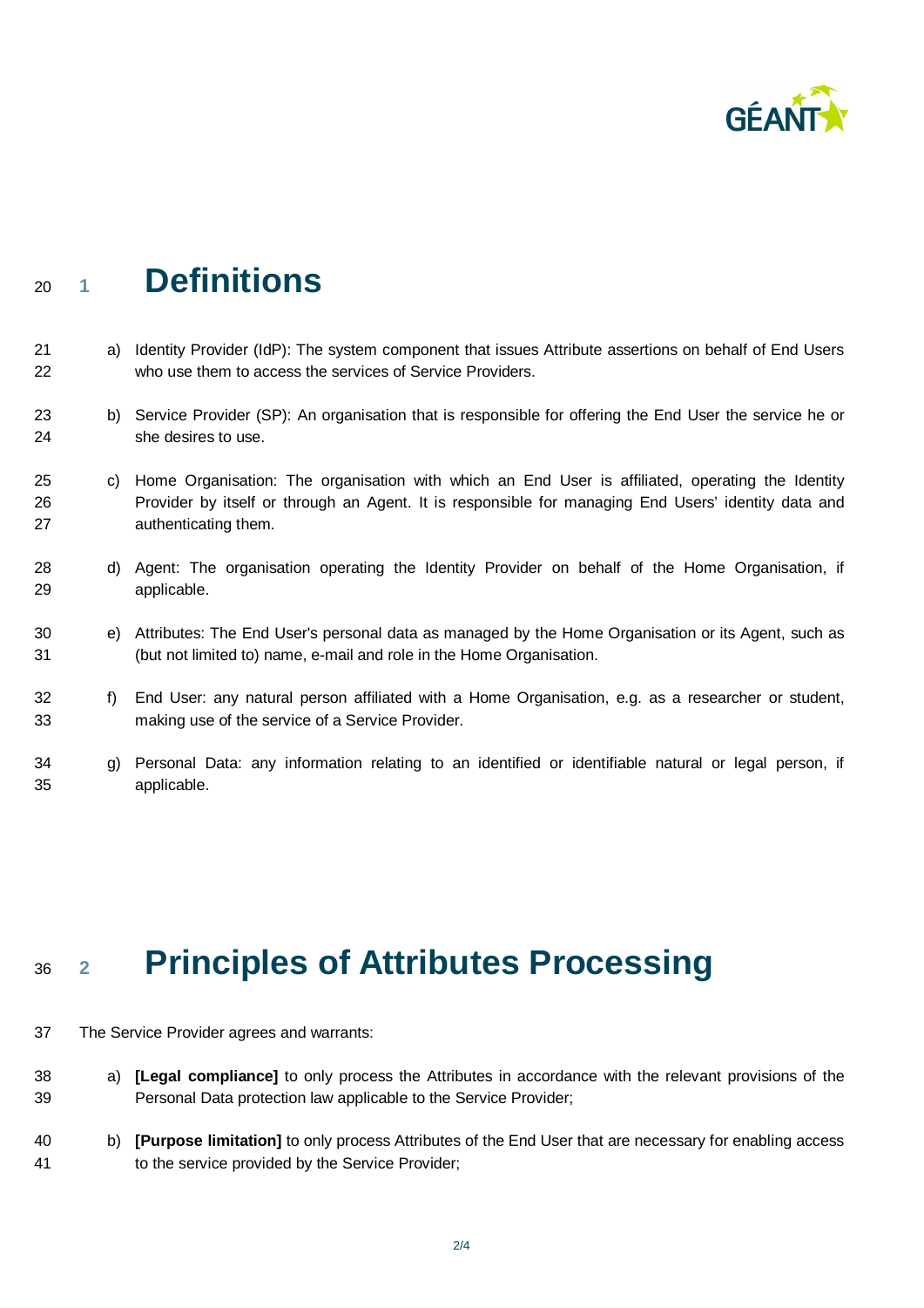# 1 Definitions

a) Identity Provider (IdP): The system component that issues Attribute assertions on behalf of End Users who use them to access the services of Service Providers.

b) Service Provider (SP): An organisation that is responsible for offering the End User the service he or she desires to use.

c) Home Organisation: The organisation with which an End User is affiliated, operating the Identity Provider by itself or through an Agent. It is responsible for managing End Users' identity data and authenticating them.

d) Agent: The organisation operating the Identity Provider on behalf of the Home Organisation, if applicable.

e) Attributes: The End User's personal data as managed by the Home Organisation or its Agent, such as (but not limited to) name, e-mail and role in the Home Organisation.

f) End User: any natural person affiliated with a Home Organisation, e.g. as a researcher or student, making use of the service of a Service Provider.

g) Personal Data: any information relating to an identified or identifiable natural or legal person, if applicable.

# 2 Principles of Attributes Processing

The Service Provider agrees and warrants:

a) **[Legal compliance]** to only process the Attributes in accordance with the relevant provisions of the Personal Data protection law applicable to the Service Provider;

b) **[Purpose limitation]** to only process Attributes of the End User that are necessary for enabling access to the service provided by the Service Provider;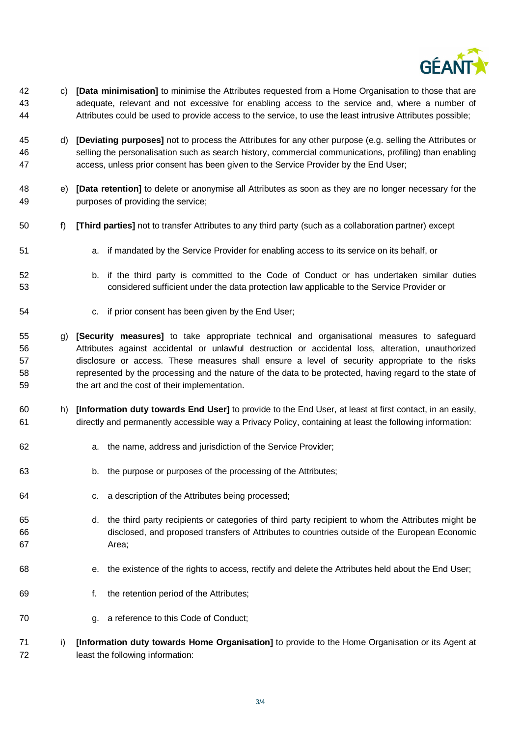c) **[Data minimisation]** to minimise the Attributes requested from a Home Organisation to those that are adequate, relevant and not excessive for enabling access to the service and, where a number of Attributes could be used to provide access to the service, to use the least intrusive Attributes possible;

d) **[Deviating purposes]** not to process the Attributes for any other purpose (e.g. selling the Attributes or selling the personalisation such as search history, commercial communications, profiling) than enabling access, unless prior consent has been given to the Service Provider by the End User;

e) **[Data retention]** to delete or anonymise all Attributes as soon as they are no longer necessary for the purposes of providing the service;

f) **[Third parties]** not to transfer Attributes to any third party (such as a collaboration partner) except

   a. if mandated by the Service Provider for enabling access to its service on its behalf, or

   b. if the third party is committed to the Code of Conduct or has undertaken similar duties considered sufficient under the data protection law applicable to the Service Provider or

   c. if prior consent has been given by the End User;

g) **[Security measures]** to take appropriate technical and organisational measures to safeguard Attributes against accidental or unlawful destruction or accidental loss, alteration, unauthorized disclosure or access. These measures shall ensure a level of security appropriate to the risks represented by the processing and the nature of the data to be protected, having regard to the state of the art and the cost of their implementation.

h) **[Information duty towards End User]** to provide to the End User, at least at first contact, in an easily, directly and permanently accessible way a Privacy Policy, containing at least the following information:

   a. the name, address and jurisdiction of the Service Provider;

   b. the purpose or purposes of the processing of the Attributes;

   c. a description of the Attributes being processed;

   d. the third party recipients or categories of third party recipient to whom the Attributes might be disclosed, and proposed transfers of Attributes to countries outside of the European Economic Area;

   e. the existence of the rights to access, rectify and delete the Attributes held about the End User;

   f. the retention period of the Attributes;

   g. a reference to this Code of Conduct;

i) **[Information duty towards Home Organisation]** to provide to the Home Organisation or its Agent at least the following information: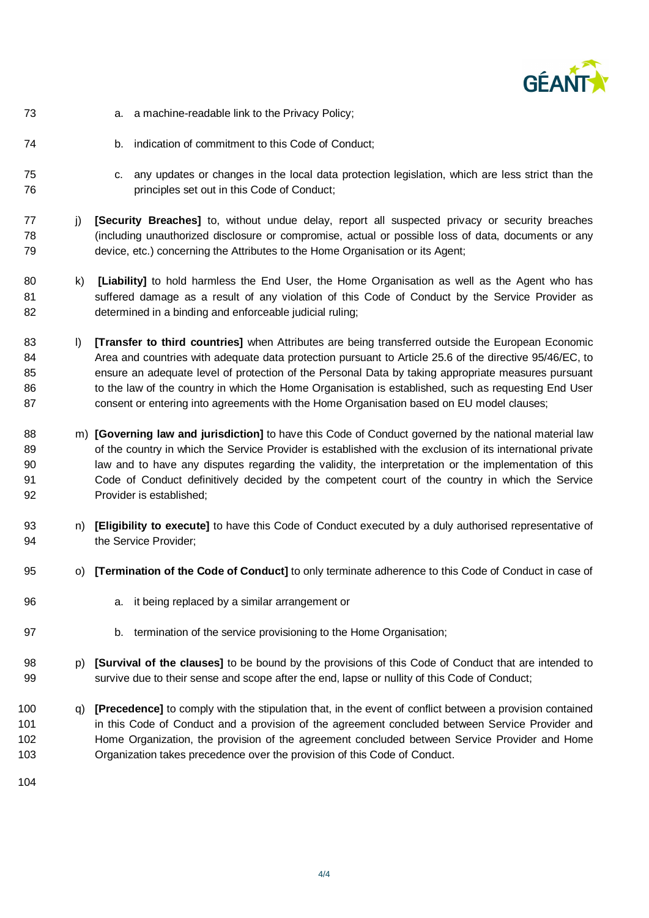a. a machine-readable link to the Privacy Policy;

   b. indication of commitment to this Code of Conduct;

   c. any updates or changes in the local data protection legislation, which are less strict than the principles set out in this Code of Conduct;

j) **[Security Breaches]** to, without undue delay, report all suspected privacy or security breaches (including unauthorized disclosure or compromise, actual or possible loss of data, documents or any device, etc.) concerning the Attributes to the Home Organisation or its Agent;

k) **[Liability]** to hold harmless the End User, the Home Organisation as well as the Agent who has suffered damage as a result of any violation of this Code of Conduct by the Service Provider as determined in a binding and enforceable judicial ruling;

l) **[Transfer to third countries]** when Attributes are being transferred outside the European Economic Area and countries with adequate data protection pursuant to Article 25.6 of the directive 95/46/EC, to ensure an adequate level of protection of the Personal Data by taking appropriate measures pursuant to the law of the country in which the Home Organisation is established, such as requesting End User consent or entering into agreements with the Home Organisation based on EU model clauses;

m) **[Governing law and jurisdiction]** to have this Code of Conduct governed by the national material law of the country in which the Service Provider is established with the exclusion of its international private law and to have any disputes regarding the validity, the interpretation or the implementation of this Code of Conduct definitively decided by the competent court of the country in which the Service Provider is established;

n) **[Eligibility to execute]** to have this Code of Conduct executed by a duly authorised representative of the Service Provider;

o) **[Termination of the Code of Conduct]** to only terminate adherence to this Code of Conduct in case of

   a. it being replaced by a similar arrangement or

   b. termination of the service provisioning to the Home Organisation;

p) **[Survival of the clauses]** to be bound by the provisions of this Code of Conduct that are intended to survive due to their sense and scope after the end, lapse or nullity of this Code of Conduct;

q) **[Precedence]** to comply with the stipulation that, in the event of conflict between a provision contained in this Code of Conduct and a provision of the agreement concluded between Service Provider and Home Organization, the provision of the agreement concluded between Service Provider and Home Organization takes precedence over the provision of this Code of Conduct.